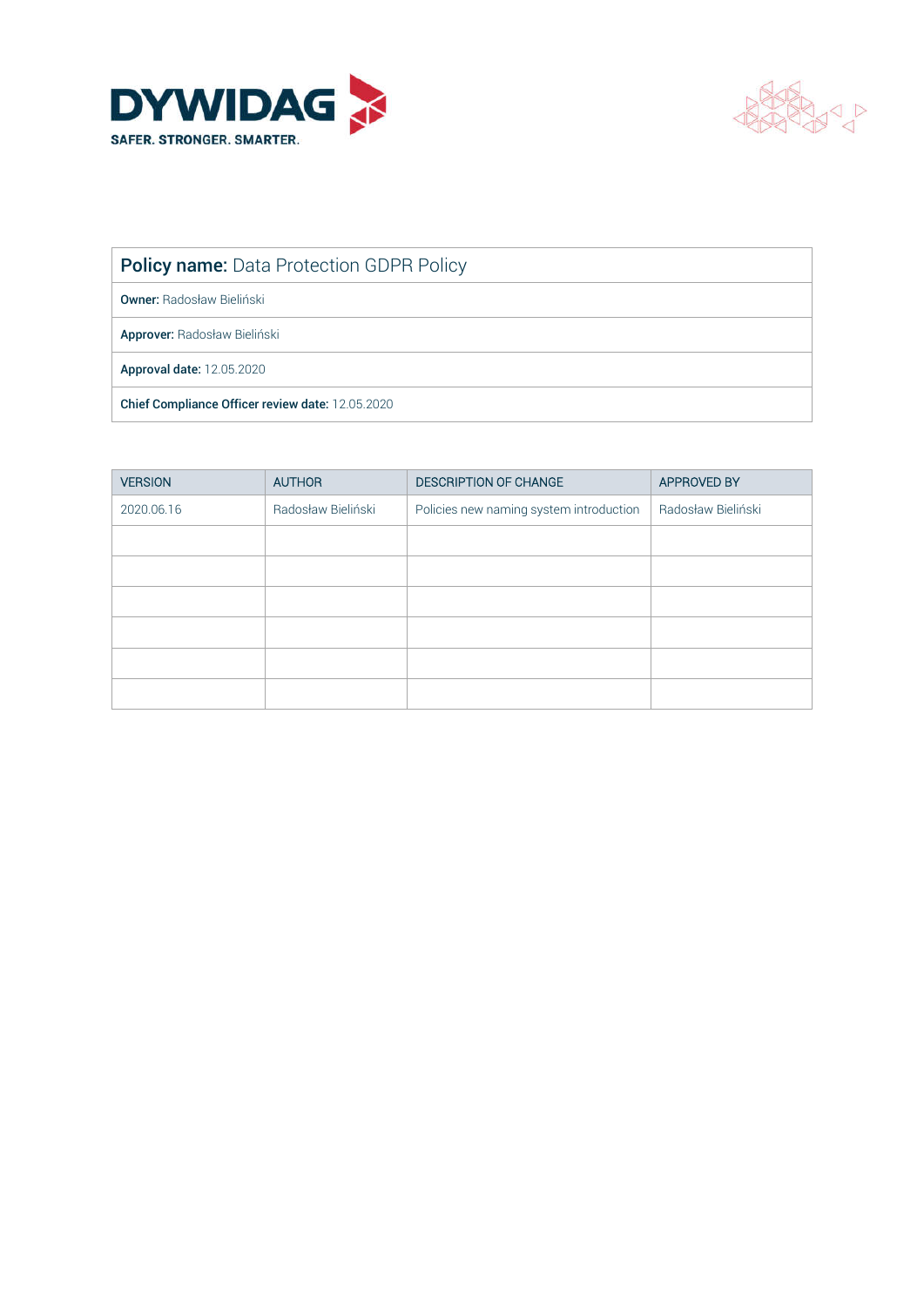DYWIDAG

SAFER. STRONGER. SMARTER.

| **Policy name:** Data Protection GDPR Policy |
| --- |
| **Owner:** Radosław Bieliński |
| **Approver:** Radosław Bieliński |
| **Approval date:** 12.05.2020 |
| **Chief Compliance Officer review date:** 12.05.2020 |

| VERSION | AUTHOR | DESCRIPTION OF CHANGE | APPROVED BY |
| --- | --- | --- | --- |
| 2020.06.16 | Radosław Bieliński | Policies new naming system introduction | Radosław Bieliński |
| | | | |
| | | | |
| | | | |
| | | | |
| | | | |
| | | | |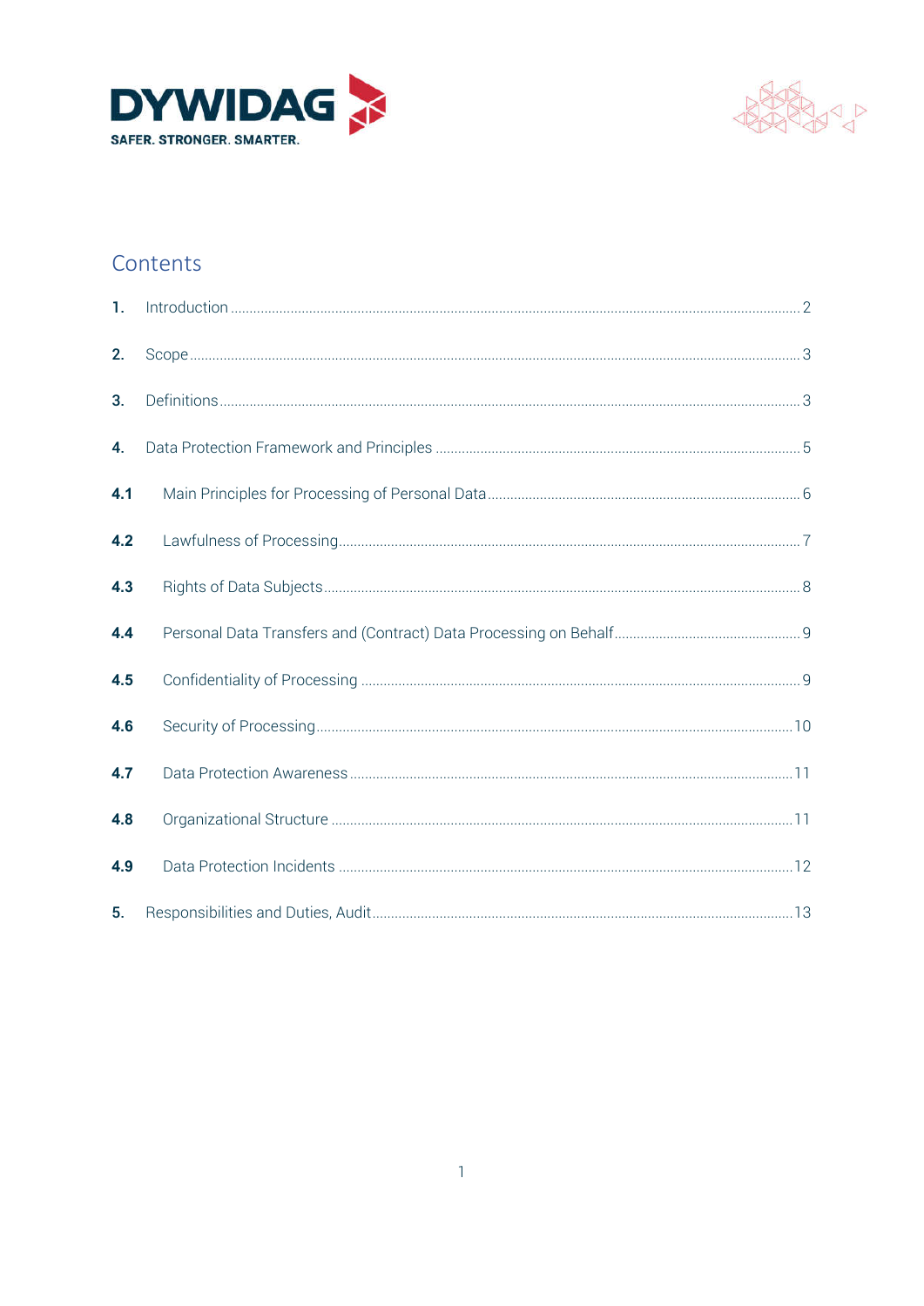## Contents

1. Introduction ..................................................... 2
2. Scope ..................................................... 3
3. Definitions ..................................................... 3
4. Data Protection Framework and Principles ..................................................... 5
   - 4.1 Main Principles for Processing of Personal Data ..................................................... 6
   - 4.2 Lawfulness of Processing ..................................................... 7
   - 4.3 Rights of Data Subjects ..................................................... 8
   - 4.4 Personal Data Transfers and (Contract) Data Processing on Behalf ..................................................... 9
   - 4.5 Confidentiality of Processing ..................................................... 9
   - 4.6 Security of Processing ..................................................... 10
   - 4.7 Data Protection Awareness ..................................................... 11
   - 4.8 Organizational Structure ..................................................... 11
   - 4.9 Data Protection Incidents ..................................................... 12
5. Responsibilities and Duties, Audit ..................................................... 13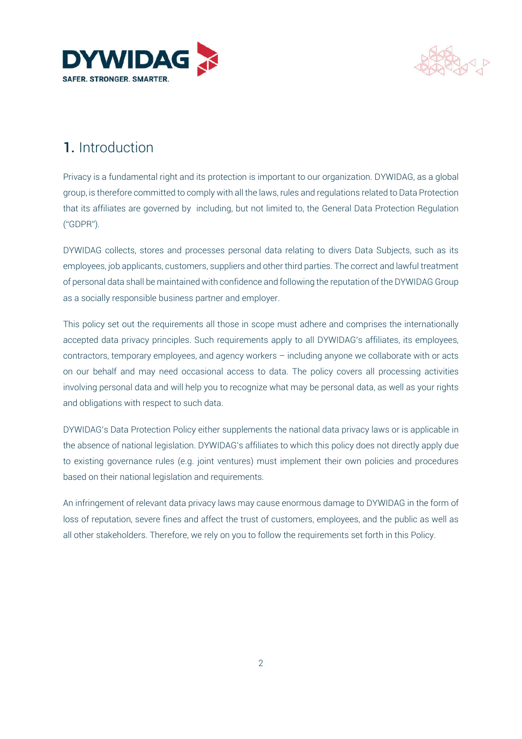# 1. Introduction

Privacy is a fundamental right and its protection is important to our organization. DYWIDAG, as a global group, is therefore committed to comply with all the laws, rules and regulations related to Data Protection that its affiliates are governed by including, but not limited to, the General Data Protection Regulation ("GDPR").

DYWIDAG collects, stores and processes personal data relating to divers Data Subjects, such as its employees, job applicants, customers, suppliers and other third parties. The correct and lawful treatment of personal data shall be maintained with confidence and following the reputation of the DYWIDAG Group as a socially responsible business partner and employer.

This policy set out the requirements all those in scope must adhere and comprises the internationally accepted data privacy principles. Such requirements apply to all DYWIDAG's affiliates, its employees, contractors, temporary employees, and agency workers – including anyone we collaborate with or acts on our behalf and may need occasional access to data. The policy covers all processing activities involving personal data and will help you to recognize what may be personal data, as well as your rights and obligations with respect to such data.

DYWIDAG's Data Protection Policy either supplements the national data privacy laws or is applicable in the absence of national legislation. DYWIDAG's affiliates to which this policy does not directly apply due to existing governance rules (e.g. joint ventures) must implement their own policies and procedures based on their national legislation and requirements.

An infringement of relevant data privacy laws may cause enormous damage to DYWIDAG in the form of loss of reputation, severe fines and affect the trust of customers, employees, and the public as well as all other stakeholders. Therefore, we rely on you to follow the requirements set forth in this Policy.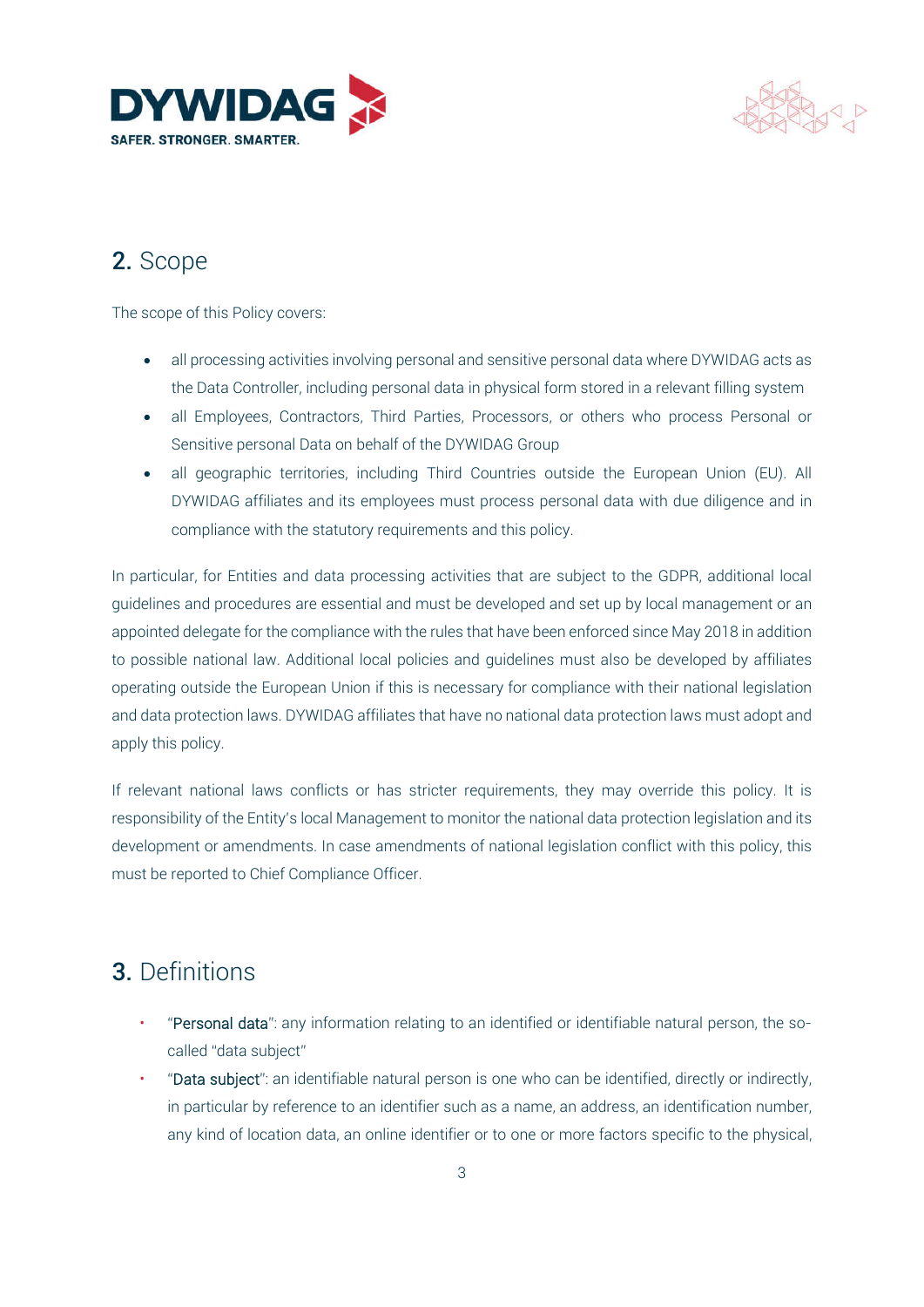## 2. Scope

The scope of this Policy covers:

- all processing activities involving personal and sensitive personal data where DYWIDAG acts as the Data Controller, including personal data in physical form stored in a relevant filling system
- all Employees, Contractors, Third Parties, Processors, or others who process Personal or Sensitive personal Data on behalf of the DYWIDAG Group
- all geographic territories, including Third Countries outside the European Union (EU). All DYWIDAG affiliates and its employees must process personal data with due diligence and in compliance with the statutory requirements and this policy.

In particular, for Entities and data processing activities that are subject to the GDPR, additional local guidelines and procedures are essential and must be developed and set up by local management or an appointed delegate for the compliance with the rules that have been enforced since May 2018 in addition to possible national law. Additional local policies and guidelines must also be developed by affiliates operating outside the European Union if this is necessary for compliance with their national legislation and data protection laws. DYWIDAG affiliates that have no national data protection laws must adopt and apply this policy.

If relevant national laws conflicts or has stricter requirements, they may override this policy. It is responsibility of the Entity's local Management to monitor the national data protection legislation and its development or amendments. In case amendments of national legislation conflict with this policy, this must be reported to Chief Compliance Officer.

## 3. Definitions

- "Personal data": any information relating to an identified or identifiable natural person, the so-called "data subject"
- "Data subject": an identifiable natural person is one who can be identified, directly or indirectly, in particular by reference to an identifier such as a name, an address, an identification number, any kind of location data, an online identifier or to one or more factors specific to the physical,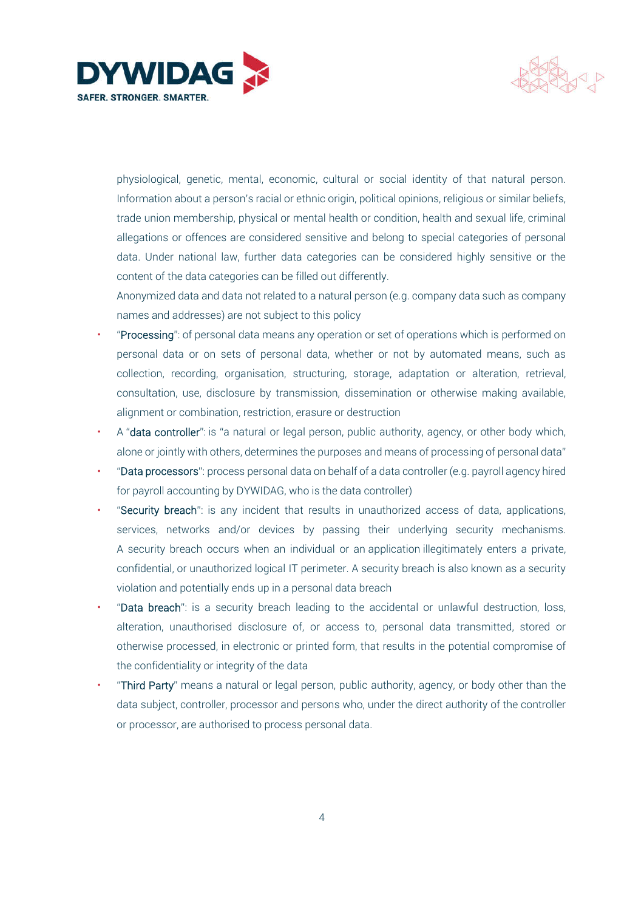physiological, genetic, mental, economic, cultural or social identity of that natural person. Information about a person's racial or ethnic origin, political opinions, religious or similar beliefs, trade union membership, physical or mental health or condition, health and sexual life, criminal allegations or offences are considered sensitive and belong to special categories of personal data. Under national law, further data categories can be considered highly sensitive or the content of the data categories can be filled out differently.

Anonymized data and data not related to a natural person (e.g. company data such as company names and addresses) are not subject to this policy

- "Processing": of personal data means any operation or set of operations which is performed on personal data or on sets of personal data, whether or not by automated means, such as collection, recording, organisation, structuring, storage, adaptation or alteration, retrieval, consultation, use, disclosure by transmission, dissemination or otherwise making available, alignment or combination, restriction, erasure or destruction
- A "data controller": is "a natural or legal person, public authority, agency, or other body which, alone or jointly with others, determines the purposes and means of processing of personal data"
- "Data processors": process personal data on behalf of a data controller (e.g. payroll agency hired for payroll accounting by DYWIDAG, who is the data controller)
- "Security breach": is any incident that results in unauthorized access of data, applications, services, networks and/or devices by passing their underlying security mechanisms. A security breach occurs when an individual or an application illegitimately enters a private, confidential, or unauthorized logical IT perimeter. A security breach is also known as a security violation and potentially ends up in a personal data breach
- "Data breach": is a security breach leading to the accidental or unlawful destruction, loss, alteration, unauthorised disclosure of, or access to, personal data transmitted, stored or otherwise processed, in electronic or printed form, that results in the potential compromise of the confidentiality or integrity of the data
- "Third Party" means a natural or legal person, public authority, agency, or body other than the data subject, controller, processor and persons who, under the direct authority of the controller or processor, are authorised to process personal data.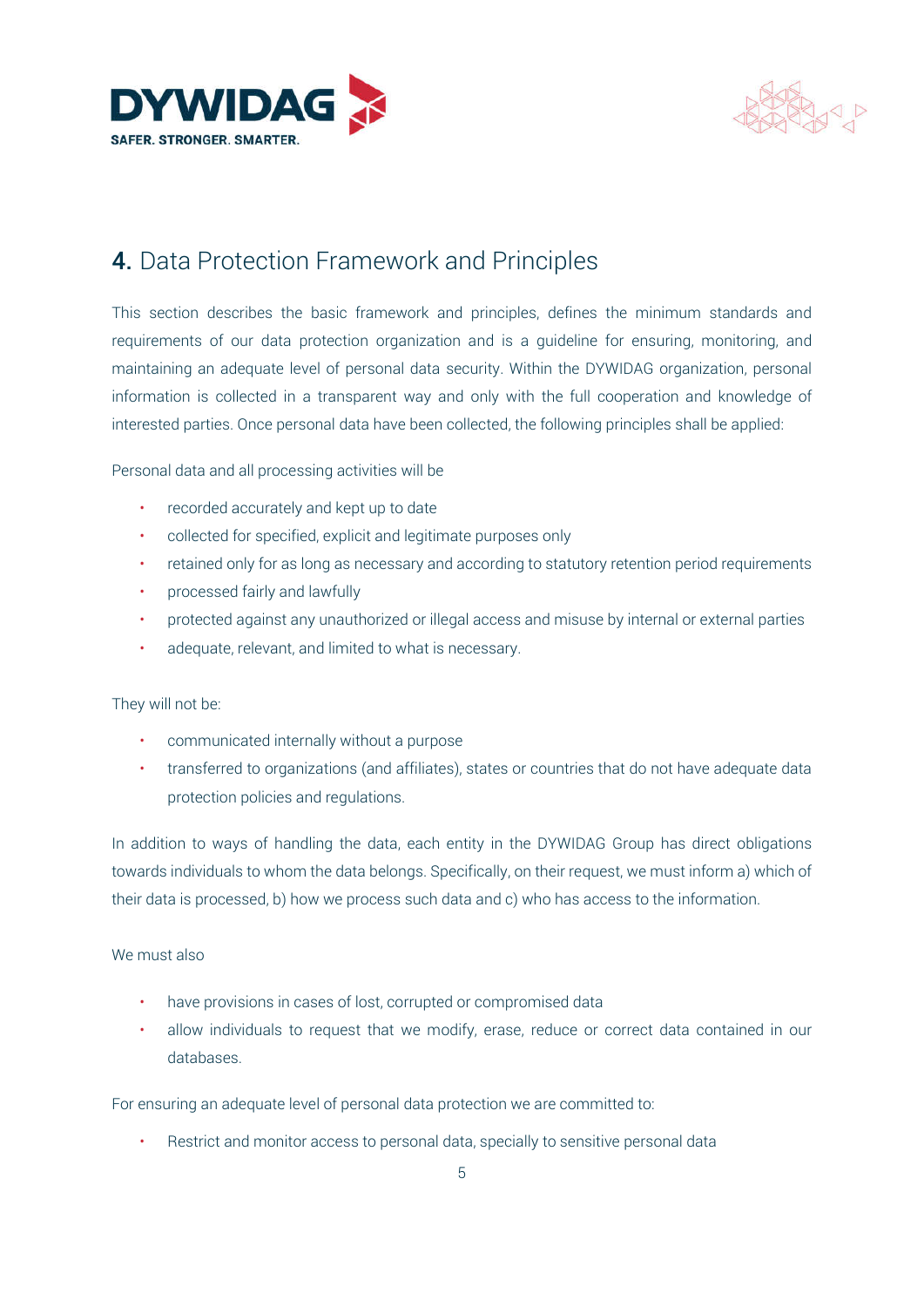## 4. Data Protection Framework and Principles

This section describes the basic framework and principles, defines the minimum standards and requirements of our data protection organization and is a guideline for ensuring, monitoring, and maintaining an adequate level of personal data security. Within the DYWIDAG organization, personal information is collected in a transparent way and only with the full cooperation and knowledge of interested parties. Once personal data have been collected, the following principles shall be applied:

Personal data and all processing activities will be

- recorded accurately and kept up to date
- collected for specified, explicit and legitimate purposes only
- retained only for as long as necessary and according to statutory retention period requirements
- processed fairly and lawfully
- protected against any unauthorized or illegal access and misuse by internal or external parties
- adequate, relevant, and limited to what is necessary.

They will not be:

- communicated internally without a purpose
- transferred to organizations (and affiliates), states or countries that do not have adequate data protection policies and regulations.

In addition to ways of handling the data, each entity in the DYWIDAG Group has direct obligations towards individuals to whom the data belongs. Specifically, on their request, we must inform a) which of their data is processed, b) how we process such data and c) who has access to the information.

We must also

- have provisions in cases of lost, corrupted or compromised data
- allow individuals to request that we modify, erase, reduce or correct data contained in our databases.

For ensuring an adequate level of personal data protection we are committed to:

- Restrict and monitor access to personal data, specially to sensitive personal data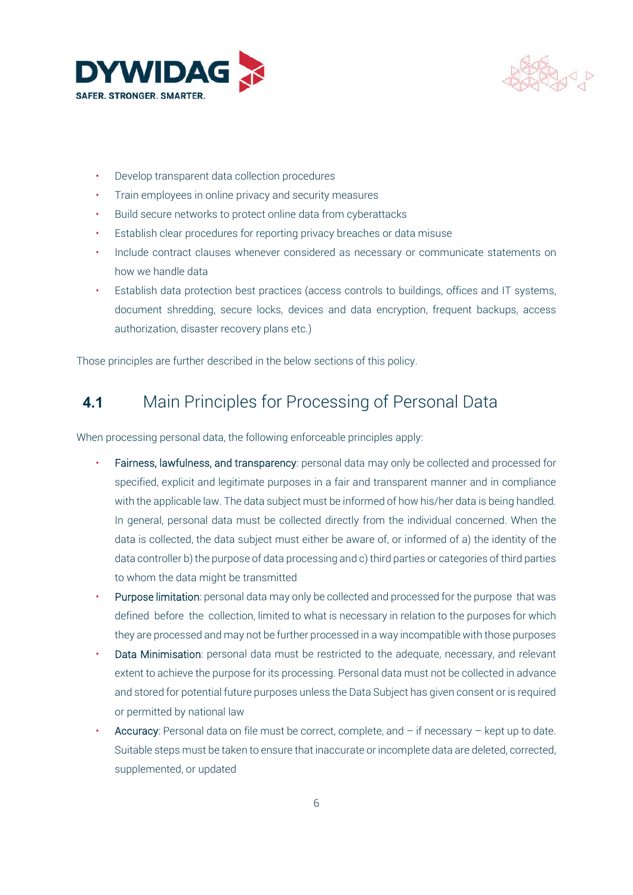- Develop transparent data collection procedures
- Train employees in online privacy and security measures
- Build secure networks to protect online data from cyberattacks
- Establish clear procedures for reporting privacy breaches or data misuse
- Include contract clauses whenever considered as necessary or communicate statements on how we handle data
- Establish data protection best practices (access controls to buildings, offices and IT systems, document shredding, secure locks, devices and data encryption, frequent backups, access authorization, disaster recovery plans etc.)

Those principles are further described in the below sections of this policy.

## 4.1 Main Principles for Processing of Personal Data

When processing personal data, the following enforceable principles apply:

- Fairness, lawfulness, and transparency: personal data may only be collected and processed for specified, explicit and legitimate purposes in a fair and transparent manner and in compliance with the applicable law. The data subject must be informed of how his/her data is being handled. In general, personal data must be collected directly from the individual concerned. When the data is collected, the data subject must either be aware of, or informed of a) the identity of the data controller b) the purpose of data processing and c) third parties or categories of third parties to whom the data might be transmitted
- Purpose limitation: personal data may only be collected and processed for the purpose that was defined before the collection, limited to what is necessary in relation to the purposes for which they are processed and may not be further processed in a way incompatible with those purposes
- Data Minimisation: personal data must be restricted to the adequate, necessary, and relevant extent to achieve the purpose for its processing. Personal data must not be collected in advance and stored for potential future purposes unless the Data Subject has given consent or is required or permitted by national law
- Accuracy: Personal data on file must be correct, complete, and – if necessary – kept up to date. Suitable steps must be taken to ensure that inaccurate or incomplete data are deleted, corrected, supplemented, or updated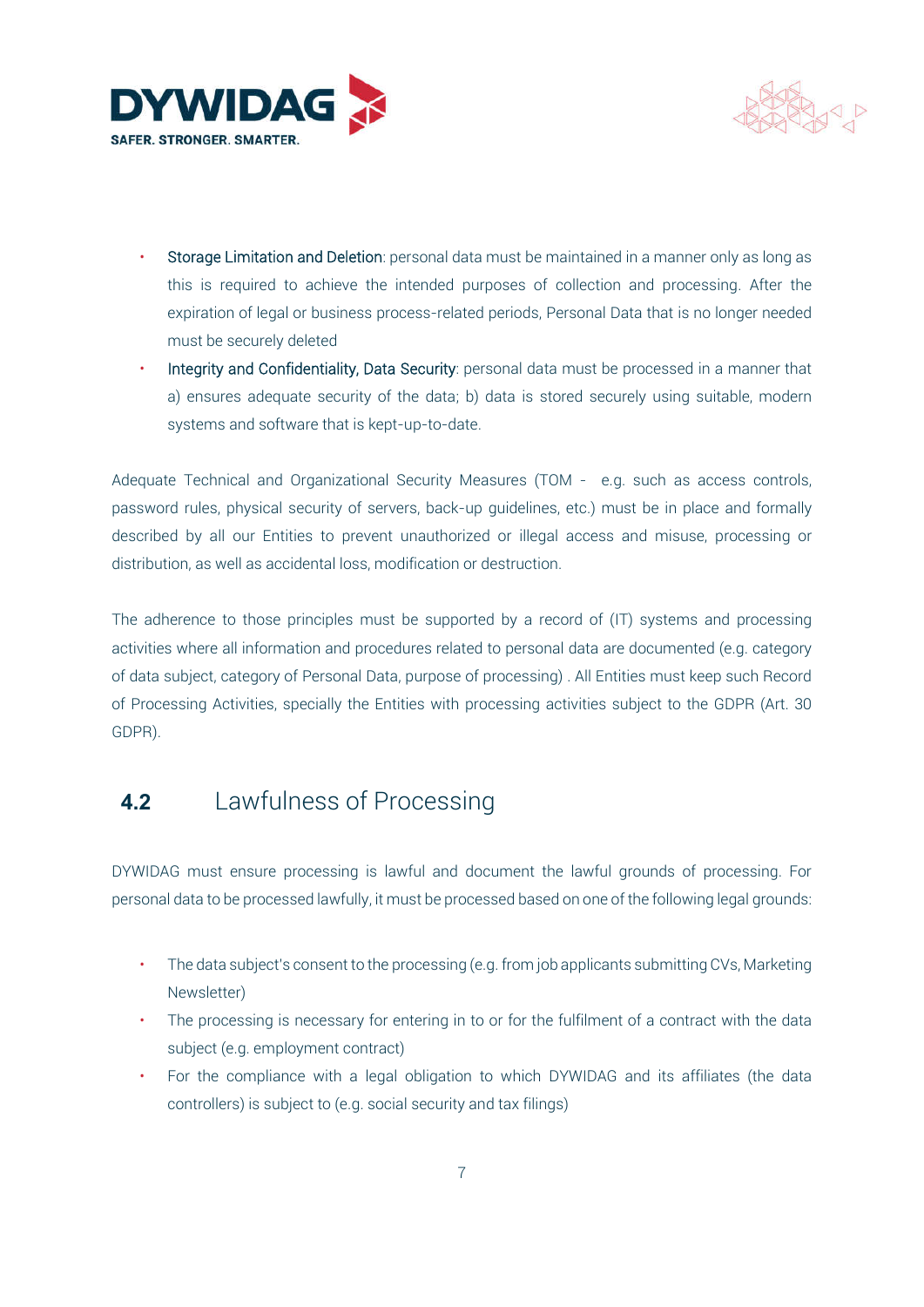- Storage Limitation and Deletion: personal data must be maintained in a manner only as long as this is required to achieve the intended purposes of collection and processing. After the expiration of legal or business process-related periods, Personal Data that is no longer needed must be securely deleted
- Integrity and Confidentiality, Data Security: personal data must be processed in a manner that a) ensures adequate security of the data; b) data is stored securely using suitable, modern systems and software that is kept-up-to-date.

Adequate Technical and Organizational Security Measures (TOM - e.g. such as access controls, password rules, physical security of servers, back-up guidelines, etc.) must be in place and formally described by all our Entities to prevent unauthorized or illegal access and misuse, processing or distribution, as well as accidental loss, modification or destruction.

The adherence to those principles must be supported by a record of (IT) systems and processing activities where all information and procedures related to personal data are documented (e.g. category of data subject, category of Personal Data, purpose of processing) . All Entities must keep such Record of Processing Activities, specially the Entities with processing activities subject to the GDPR (Art. 30 GDPR).

## 4.2 Lawfulness of Processing

DYWIDAG must ensure processing is lawful and document the lawful grounds of processing. For personal data to be processed lawfully, it must be processed based on one of the following legal grounds:

- The data subject's consent to the processing (e.g. from job applicants submitting CVs, Marketing Newsletter)
- The processing is necessary for entering in to or for the fulfilment of a contract with the data subject (e.g. employment contract)
- For the compliance with a legal obligation to which DYWIDAG and its affiliates (the data controllers) is subject to (e.g. social security and tax filings)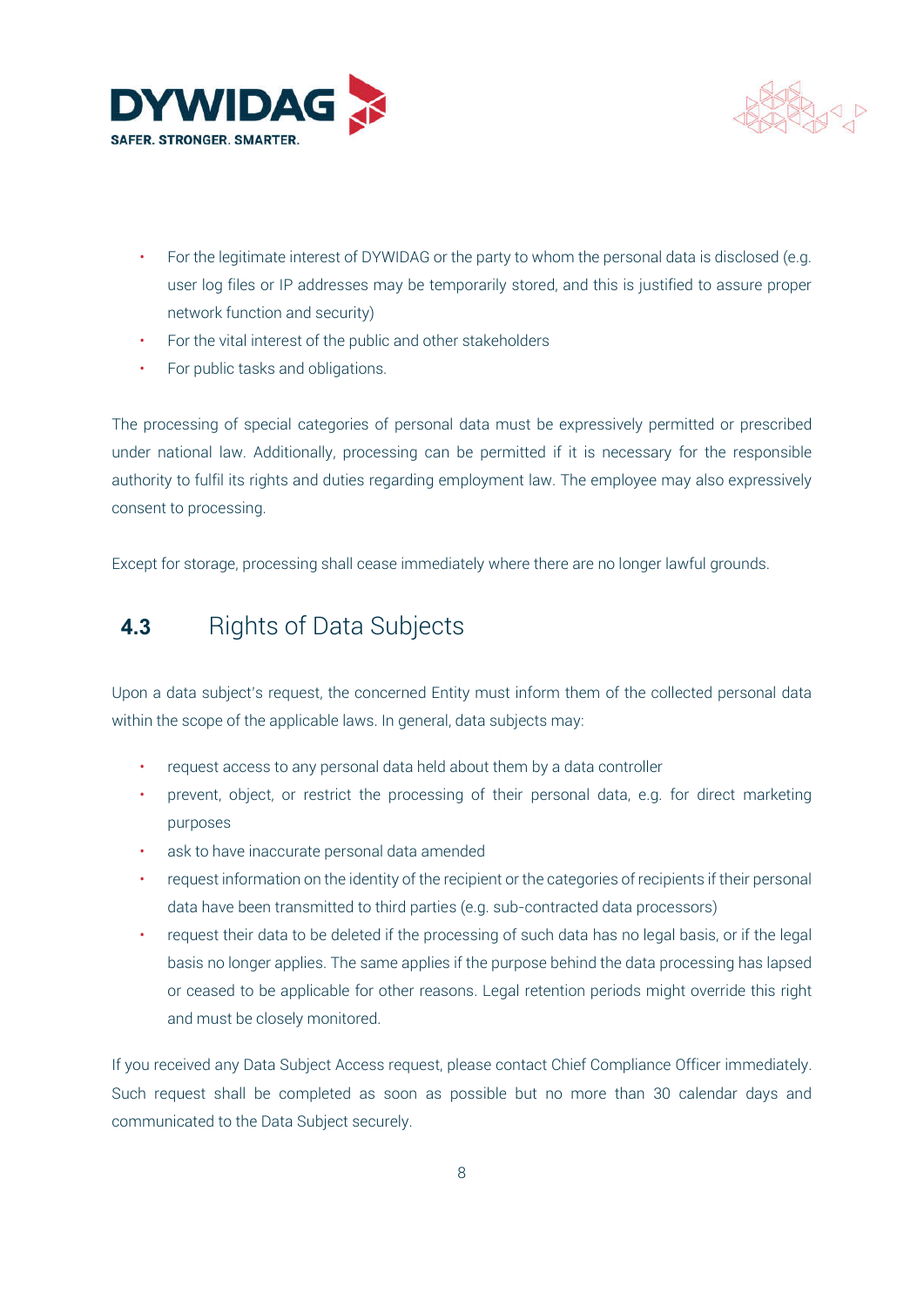- For the legitimate interest of DYWIDAG or the party to whom the personal data is disclosed (e.g. user log files or IP addresses may be temporarily stored, and this is justified to assure proper network function and security)
- For the vital interest of the public and other stakeholders
- For public tasks and obligations.

The processing of special categories of personal data must be expressively permitted or prescribed under national law. Additionally, processing can be permitted if it is necessary for the responsible authority to fulfil its rights and duties regarding employment law. The employee may also expressively consent to processing.

Except for storage, processing shall cease immediately where there are no longer lawful grounds.

## 4.3 Rights of Data Subjects

Upon a data subject's request, the concerned Entity must inform them of the collected personal data within the scope of the applicable laws. In general, data subjects may:

- request access to any personal data held about them by a data controller
- prevent, object, or restrict the processing of their personal data, e.g. for direct marketing purposes
- ask to have inaccurate personal data amended
- request information on the identity of the recipient or the categories of recipients if their personal data have been transmitted to third parties (e.g. sub-contracted data processors)
- request their data to be deleted if the processing of such data has no legal basis, or if the legal basis no longer applies. The same applies if the purpose behind the data processing has lapsed or ceased to be applicable for other reasons. Legal retention periods might override this right and must be closely monitored.

If you received any Data Subject Access request, please contact Chief Compliance Officer immediately. Such request shall be completed as soon as possible but no more than 30 calendar days and communicated to the Data Subject securely.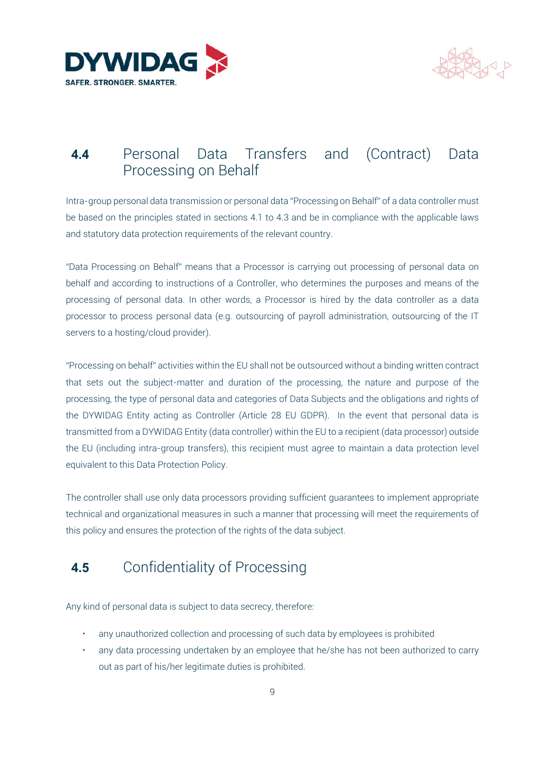## 4.4 Personal Data Transfers and (Contract) Data Processing on Behalf

Intra-group personal data transmission or personal data "Processing on Behalf" of a data controller must be based on the principles stated in sections 4.1 to 4.3 and be in compliance with the applicable laws and statutory data protection requirements of the relevant country.

"Data Processing on Behalf" means that a Processor is carrying out processing of personal data on behalf and according to instructions of a Controller, who determines the purposes and means of the processing of personal data. In other words, a Processor is hired by the data controller as a data processor to process personal data (e.g. outsourcing of payroll administration, outsourcing of the IT servers to a hosting/cloud provider).

"Processing on behalf" activities within the EU shall not be outsourced without a binding written contract that sets out the subject-matter and duration of the processing, the nature and purpose of the processing, the type of personal data and categories of Data Subjects and the obligations and rights of the DYWIDAG Entity acting as Controller (Article 28 EU GDPR). In the event that personal data is transmitted from a DYWIDAG Entity (data controller) within the EU to a recipient (data processor) outside the EU (including intra-group transfers), this recipient must agree to maintain a data protection level equivalent to this Data Protection Policy.

The controller shall use only data processors providing sufficient guarantees to implement appropriate technical and organizational measures in such a manner that processing will meet the requirements of this policy and ensures the protection of the rights of the data subject.

## 4.5 Confidentiality of Processing

Any kind of personal data is subject to data secrecy, therefore:

- any unauthorized collection and processing of such data by employees is prohibited
- any data processing undertaken by an employee that he/she has not been authorized to carry out as part of his/her legitimate duties is prohibited.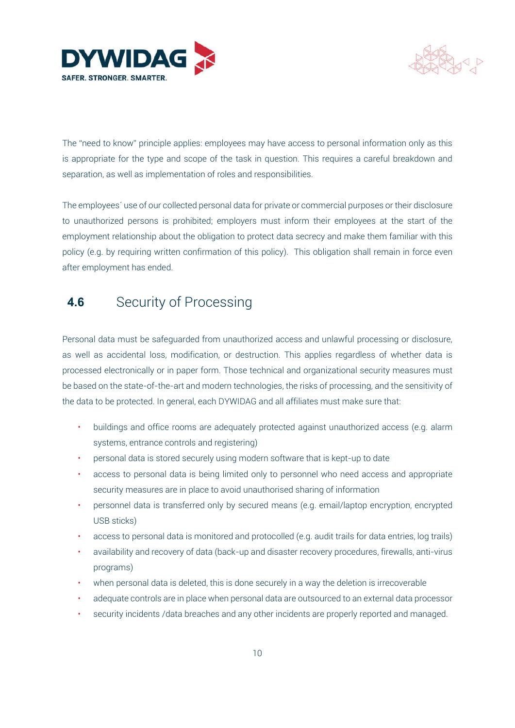The "need to know" principle applies: employees may have access to personal information only as this is appropriate for the type and scope of the task in question. This requires a careful breakdown and separation, as well as implementation of roles and responsibilities.

The employees´ use of our collected personal data for private or commercial purposes or their disclosure to unauthorized persons is prohibited; employers must inform their employees at the start of the employment relationship about the obligation to protect data secrecy and make them familiar with this policy (e.g. by requiring written confirmation of this policy).  This obligation shall remain in force even after employment has ended.

## 4.6 Security of Processing

Personal data must be safeguarded from unauthorized access and unlawful processing or disclosure, as well as accidental loss, modification, or destruction. This applies regardless of whether data is processed electronically or in paper form. Those technical and organizational security measures must be based on the state-of-the-art and modern technologies, the risks of processing, and the sensitivity of the data to be protected. In general, each DYWIDAG and all affiliates must make sure that:

- buildings and office rooms are adequately protected against unauthorized access (e.g. alarm systems, entrance controls and registering)
- personal data is stored securely using modern software that is kept-up to date
- access to personal data is being limited only to personnel who need access and appropriate security measures are in place to avoid unauthorised sharing of information
- personnel data is transferred only by secured means (e.g. email/laptop encryption, encrypted USB sticks)
- access to personal data is monitored and protocolled (e.g. audit trails for data entries, log trails)
- availability and recovery of data (back-up and disaster recovery procedures, firewalls, anti-virus programs)
- when personal data is deleted, this is done securely in a way the deletion is irrecoverable
- adequate controls are in place when personal data are outsourced to an external data processor
- security incidents /data breaches and any other incidents are properly reported and managed.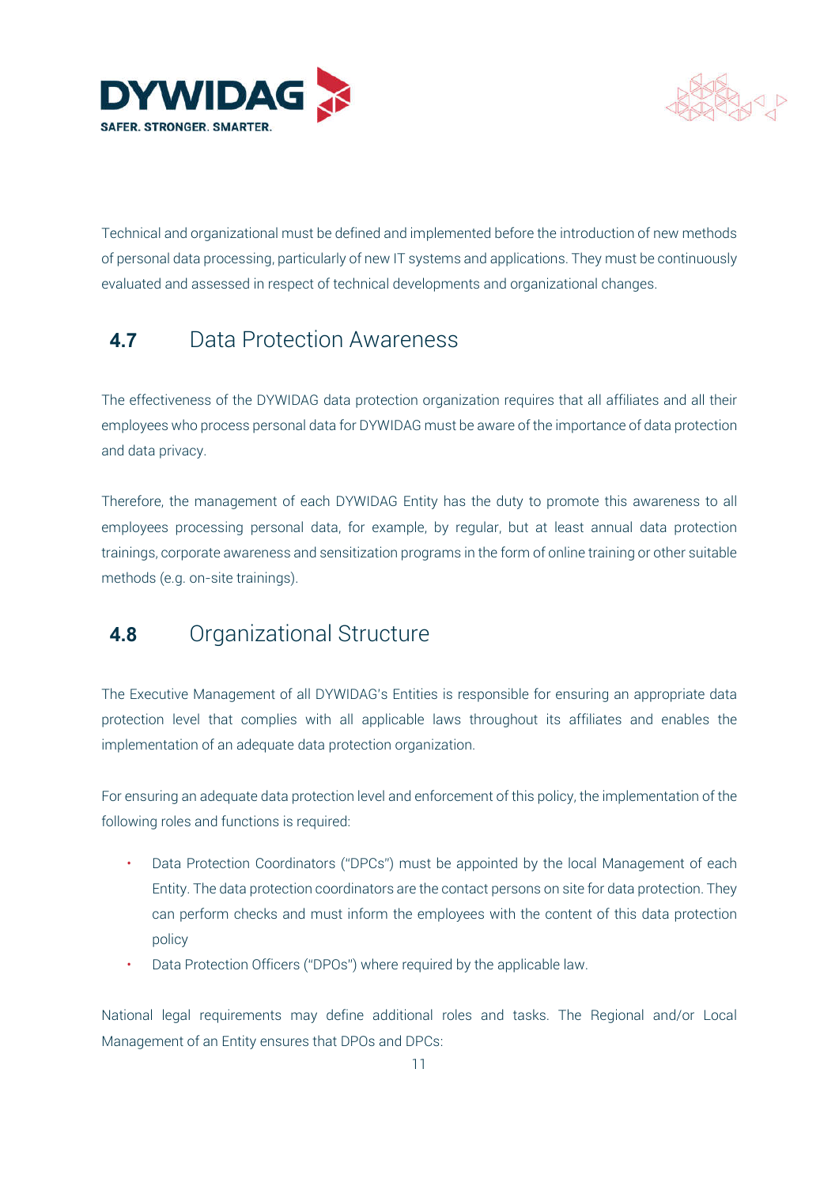Technical and organizational must be defined and implemented before the introduction of new methods of personal data processing, particularly of new IT systems and applications. They must be continuously evaluated and assessed in respect of technical developments and organizational changes.

## 4.7 Data Protection Awareness

The effectiveness of the DYWIDAG data protection organization requires that all affiliates and all their employees who process personal data for DYWIDAG must be aware of the importance of data protection and data privacy.

Therefore, the management of each DYWIDAG Entity has the duty to promote this awareness to all employees processing personal data, for example, by regular, but at least annual data protection trainings, corporate awareness and sensitization programs in the form of online training or other suitable methods (e.g. on-site trainings).

## 4.8 Organizational Structure

The Executive Management of all DYWIDAG's Entities is responsible for ensuring an appropriate data protection level that complies with all applicable laws throughout its affiliates and enables the implementation of an adequate data protection organization.

For ensuring an adequate data protection level and enforcement of this policy, the implementation of the following roles and functions is required:

- Data Protection Coordinators ("DPCs") must be appointed by the local Management of each Entity. The data protection coordinators are the contact persons on site for data protection. They can perform checks and must inform the employees with the content of this data protection policy
- Data Protection Officers ("DPOs") where required by the applicable law.

National legal requirements may define additional roles and tasks. The Regional and/or Local Management of an Entity ensures that DPOs and DPCs: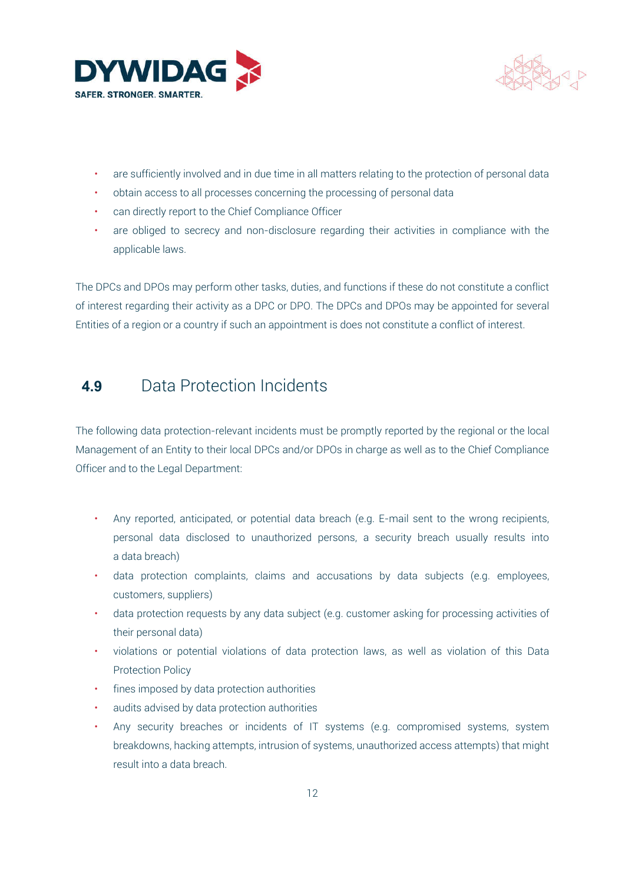- are sufficiently involved and in due time in all matters relating to the protection of personal data
- obtain access to all processes concerning the processing of personal data
- can directly report to the Chief Compliance Officer
- are obliged to secrecy and non-disclosure regarding their activities in compliance with the applicable laws.

The DPCs and DPOs may perform other tasks, duties, and functions if these do not constitute a conflict of interest regarding their activity as a DPC or DPO. The DPCs and DPOs may be appointed for several Entities of a region or a country if such an appointment is does not constitute a conflict of interest.

## 4.9 Data Protection Incidents

The following data protection-relevant incidents must be promptly reported by the regional or the local Management of an Entity to their local DPCs and/or DPOs in charge as well as to the Chief Compliance Officer and to the Legal Department:

- Any reported, anticipated, or potential data breach (e.g. E-mail sent to the wrong recipients, personal data disclosed to unauthorized persons, a security breach usually results into a data breach)
- data protection complaints, claims and accusations by data subjects (e.g. employees, customers, suppliers)
- data protection requests by any data subject (e.g. customer asking for processing activities of their personal data)
- violations or potential violations of data protection laws, as well as violation of this Data Protection Policy
- fines imposed by data protection authorities
- audits advised by data protection authorities
- Any security breaches or incidents of IT systems (e.g. compromised systems, system breakdowns, hacking attempts, intrusion of systems, unauthorized access attempts) that might result into a data breach.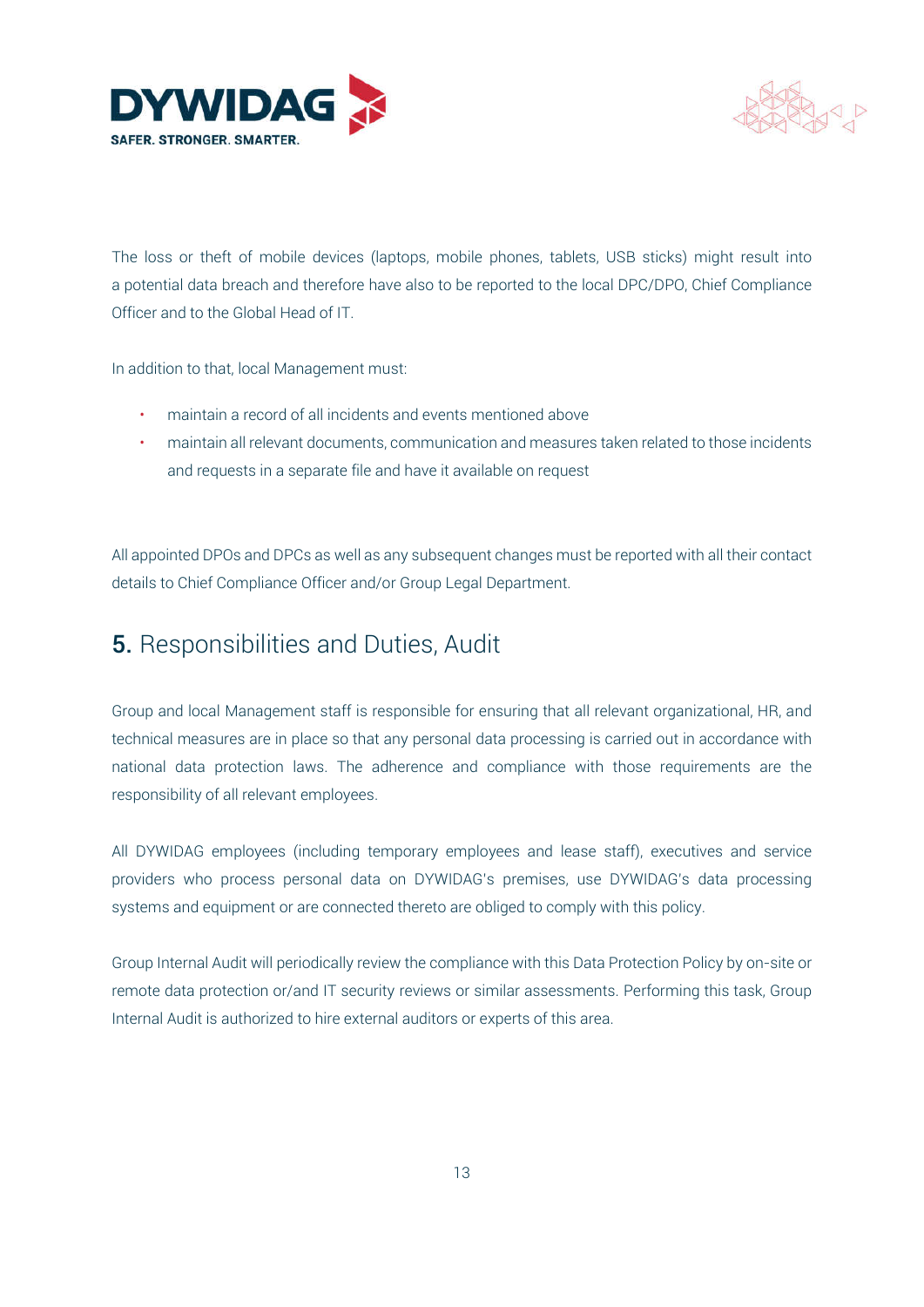The loss or theft of mobile devices (laptops, mobile phones, tablets, USB sticks) might result into a potential data breach and therefore have also to be reported to the local DPC/DPO, Chief Compliance Officer and to the Global Head of IT.

In addition to that, local Management must:

- maintain a record of all incidents and events mentioned above
- maintain all relevant documents, communication and measures taken related to those incidents and requests in a separate file and have it available on request

All appointed DPOs and DPCs as well as any subsequent changes must be reported with all their contact details to Chief Compliance Officer and/or Group Legal Department.

## **5.** Responsibilities and Duties, Audit

Group and local Management staff is responsible for ensuring that all relevant organizational, HR, and technical measures are in place so that any personal data processing is carried out in accordance with national data protection laws. The adherence and compliance with those requirements are the responsibility of all relevant employees.

All DYWIDAG employees (including temporary employees and lease staff), executives and service providers who process personal data on DYWIDAG's premises, use DYWIDAG's data processing systems and equipment or are connected thereto are obliged to comply with this policy.

Group Internal Audit will periodically review the compliance with this Data Protection Policy by on-site or remote data protection or/and IT security reviews or similar assessments. Performing this task, Group Internal Audit is authorized to hire external auditors or experts of this area.